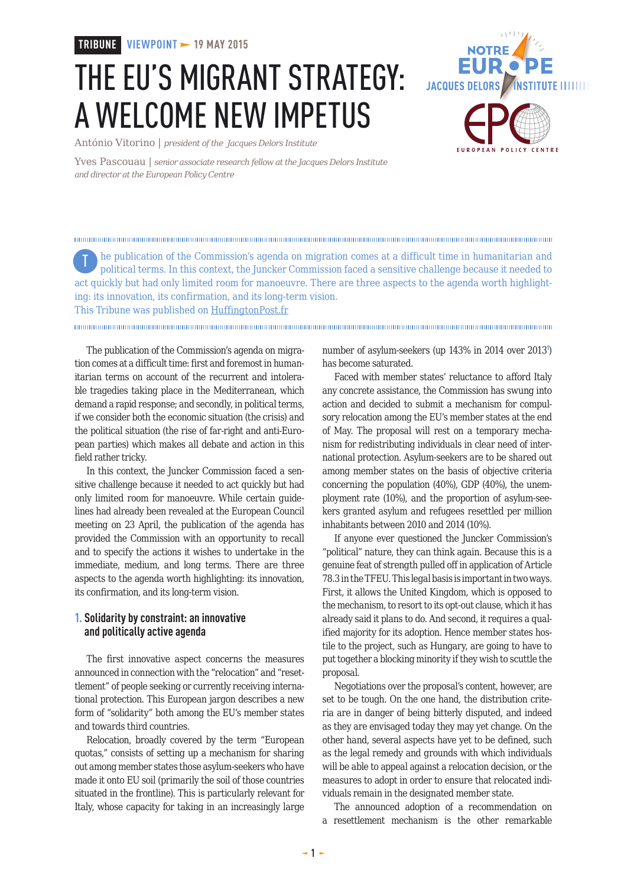TRIBUNE VIEWPOINT 19 MAY 2015

# THE EU'S MIGRANT STRATEGY: A WELCOME NEW IMPETUS

António Vitorino | *president of the Jacques Delors Institute*

Yves Pascouau | *senior associate research fellow at the Jacques Delors Institute and director at the European Policy Centre*

The publication of the Commission's agenda on migration comes at a difficult time in humanitarian and political terms. In this context, the Juncker Commission faced a sensitive challenge because it needed to act quickly but had only limited room for manoeuvre. There are three aspects to the agenda worth highlighting: its innovation, its confirmation, and its long-term vision.

This Tribune was published on HuffingtonPost.fr

The publication of the Commission's agenda on migration comes at a difficult time: first and foremost in humanitarian terms on account of the recurrent and intolerable tragedies taking place in the Mediterranean, which demand a rapid response; and secondly, in political terms, if we consider both the economic situation (the crisis) and the political situation (the rise of far-right and anti-European parties) which makes all debate and action in this field rather tricky.

In this context, the Juncker Commission faced a sensitive challenge because it needed to act quickly but had only limited room for manoeuvre. While certain guidelines had already been revealed at the European Council meeting on 23 April, the publication of the agenda has provided the Commission with an opportunity to recall and to specify the actions it wishes to undertake in the immediate, medium, and long terms. There are three aspects to the agenda worth highlighting: its innovation, its confirmation, and its long-term vision.

## 1. Solidarity by constraint: an innovative and politically active agenda

The first innovative aspect concerns the measures announced in connection with the "relocation" and "resettlement" of people seeking or currently receiving international protection. This European jargon describes a new form of "solidarity" both among the EU's member states and towards third countries.

Relocation, broadly covered by the term "European quotas," consists of setting up a mechanism for sharing out among member states those asylum-seekers who have made it onto EU soil (primarily the soil of those countries situated in the frontline). This is particularly relevant for Italy, whose capacity for taking in an increasingly large number of asylum-seekers (up 143% in 2014 over 2013[1]) has become saturated.

Faced with member states' reluctance to afford Italy any concrete assistance, the Commission has swung into action and decided to submit a mechanism for compulsory relocation among the EU's member states at the end of May. The proposal will rest on a temporary mechanism for redistributing individuals in clear need of international protection. Asylum-seekers are to be shared out among member states on the basis of objective criteria concerning the population (40%), GDP (40%), the unemployment rate (10%), and the proportion of asylum-seekers granted asylum and refugees resettled per million inhabitants between 2010 and 2014 (10%).

If anyone ever questioned the Juncker Commission's "political" nature, they can think again. Because this is a genuine feat of strength pulled off in application of Article 78.3 in the TFEU. This legal basis is important in two ways. First, it allows the United Kingdom, which is opposed to the mechanism, to resort to its opt-out clause, which it has already said it plans to do. And second, it requires a qualified majority for its adoption. Hence member states hostile to the project, such as Hungary, are going to have to put together a blocking minority if they wish to scuttle the proposal.

Negotiations over the proposal's content, however, are set to be tough. On the one hand, the distribution criteria are in danger of being bitterly disputed, and indeed as they are envisaged today they may yet change. On the other hand, several aspects have yet to be defined, such as the legal remedy and grounds with which individuals will be able to appeal against a relocation decision, or the measures to adopt in order to ensure that relocated individuals remain in the designated member state.

The announced adoption of a recommendation on a resettlement mechanism is the other remarkable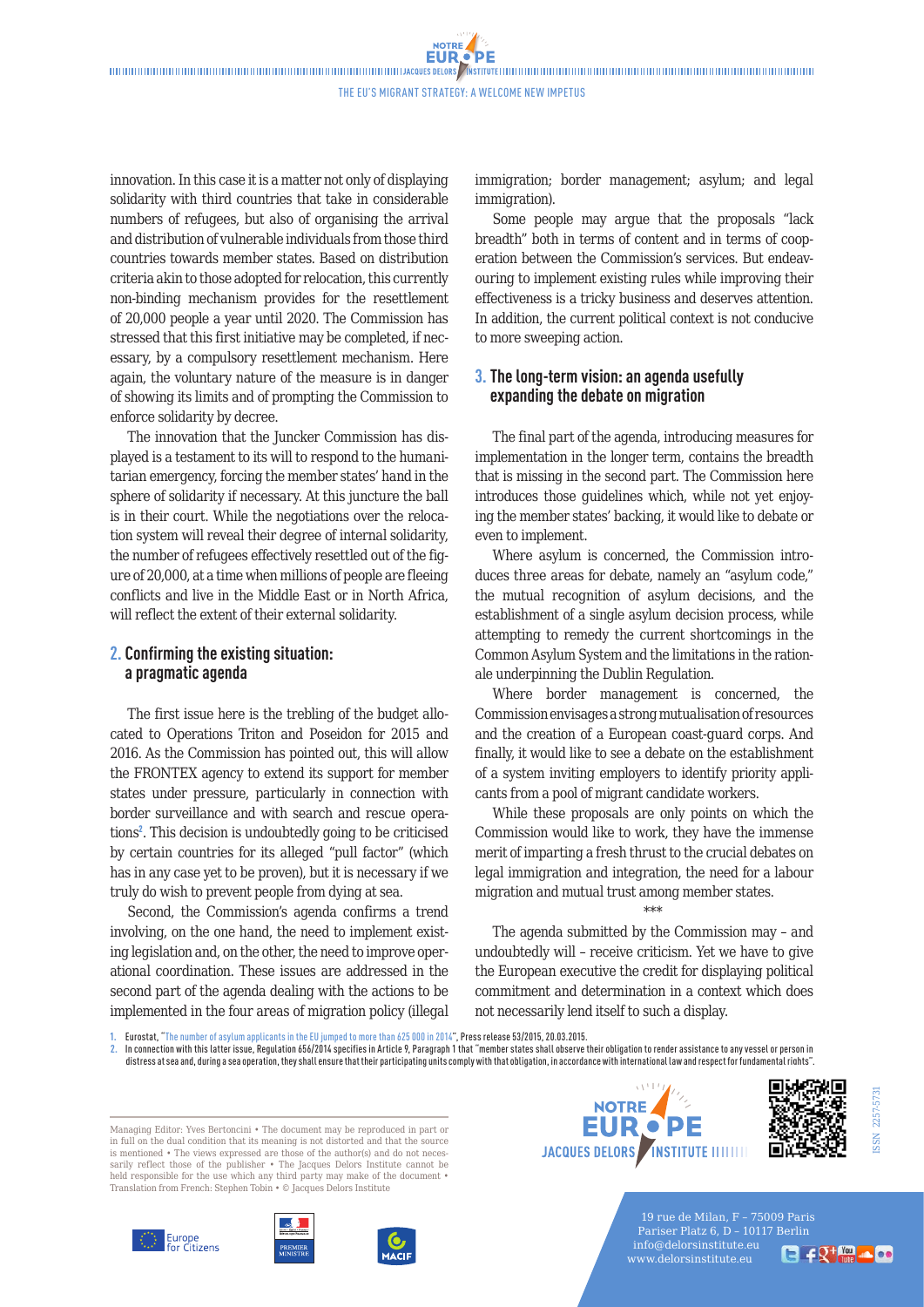innovation. In this case it is a matter not only of displaying solidarity with third countries that take in considerable numbers of refugees, but also of organising the arrival and distribution of vulnerable individuals from those third countries towards member states. Based on distribution criteria akin to those adopted for relocation, this currently non-binding mechanism provides for the resettlement of 20,000 people a year until 2020. The Commission has stressed that this first initiative may be completed, if necessary, by a compulsory resettlement mechanism. Here again, the voluntary nature of the measure is in danger of showing its limits and of prompting the Commission to enforce solidarity by decree.

The innovation that the Juncker Commission has displayed is a testament to its will to respond to the humanitarian emergency, forcing the member states' hand in the sphere of solidarity if necessary. At this juncture the ball is in their court. While the negotiations over the relocation system will reveal their degree of internal solidarity, the number of refugees effectively resettled out of the figure of 20,000, at a time when millions of people are fleeing conflicts and live in the Middle East or in North Africa, will reflect the extent of their external solidarity.

## 2. Confirming the existing situation: a pragmatic agenda

The first issue here is the trebling of the budget allocated to Operations Triton and Poseidon for 2015 and 2016. As the Commission has pointed out, this will allow the FRONTEX agency to extend its support for member states under pressure, particularly in connection with border surveillance and with search and rescue operations[2]. This decision is undoubtedly going to be criticised by certain countries for its alleged "pull factor" (which has in any case yet to be proven), but it is necessary if we truly do wish to prevent people from dying at sea.

Second, the Commission's agenda confirms a trend involving, on the one hand, the need to implement existing legislation and, on the other, the need to improve operational coordination. These issues are addressed in the second part of the agenda dealing with the actions to be implemented in the four areas of migration policy (illegal immigration; border management; asylum; and legal immigration).

Some people may argue that the proposals "lack breadth" both in terms of content and in terms of cooperation between the Commission's services. But endeavouring to implement existing rules while improving their effectiveness is a tricky business and deserves attention. In addition, the current political context is not conducive to more sweeping action.

## 3. The long-term vision: an agenda usefully expanding the debate on migration

The final part of the agenda, introducing measures for implementation in the longer term, contains the breadth that is missing in the second part. The Commission here introduces those guidelines which, while not yet enjoying the member states' backing, it would like to debate or even to implement.

Where asylum is concerned, the Commission introduces three areas for debate, namely an "asylum code," the mutual recognition of asylum decisions, and the establishment of a single asylum decision process, while attempting to remedy the current shortcomings in the Common Asylum System and the limitations in the rationale underpinning the Dublin Regulation.

Where border management is concerned, the Commission envisages a strong mutualisation of resources and the creation of a European coast-guard corps. And finally, it would like to see a debate on the establishment of a system inviting employers to identify priority applicants from a pool of migrant candidate workers.

While these proposals are only points on which the Commission would like to work, they have the immense merit of imparting a fresh thrust to the crucial debates on legal immigration and integration, the need for a labour migration and mutual trust among member states.

\*\*\*

The agenda submitted by the Commission may – and undoubtedly will – receive criticism. Yet we have to give the European executive the credit for displaying political commitment and determination in a context which does not necessarily lend itself to such a display.

1. Eurostat, "The number of asylum applicants in the EU jumped to more than 625 000 in 2014", Press release 53/2015, 20.03.2015.
2. In connection with this latter issue, Regulation 656/2014 specifies in Article 9, Paragraph 1 that "member states shall observe their obligation to render assistance to any vessel or person in distress at sea and, during a sea operation, they shall ensure that their participating units comply with that obligation, in accordance with international law and respect for fundamental rights".

Managing Editor: Yves Bertoncini • The document may be reproduced in part or in full on the dual condition that its meaning is not distorted and that the source is mentioned • The views expressed are those of the author(s) and do not necessarily reflect those of the publisher • The Jacques Delors Institute cannot be held responsible for the use which any third party may make of the document • Translation from French: Stephen Tobin • © Jacques Delors Institute

19 rue de Milan, F – 75009 Paris
Pariser Platz 6, D – 10117 Berlin
info@delorsinstitute.eu
www.delorsinstitute.eu

ISSN 2257-5731